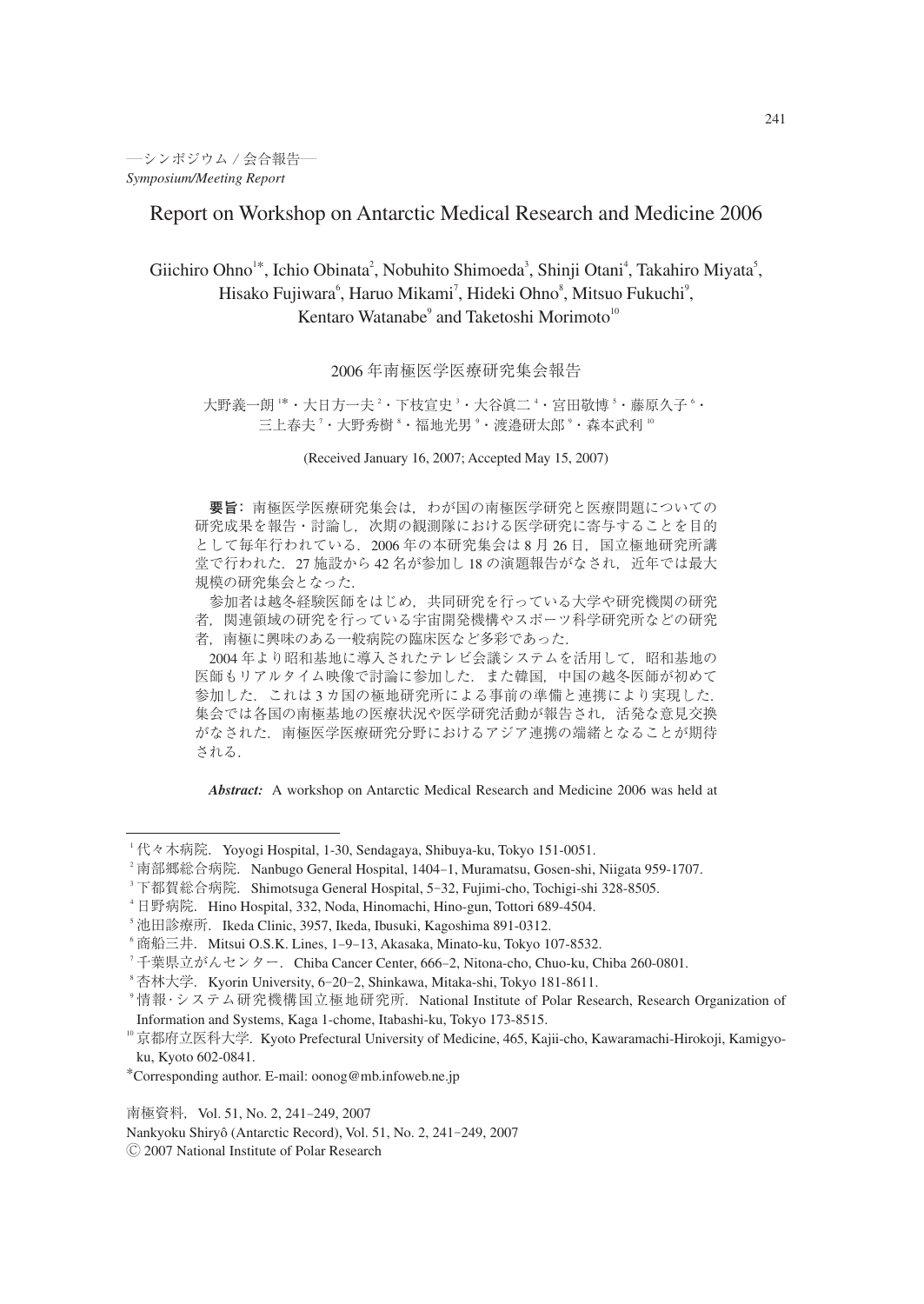—シンポジウム / 会合報告—
*Symposium/Meeting Report*

# Report on Workshop on Antarctic Medical Research and Medicine 2006

Giichiro Ohno[1*], Ichio Obinata[2], Nobuhito Shimoeda[3], Shinji Otani[4], Takahiro Miyata[5], Hisako Fujiwara[6], Haruo Mikami[7], Hideki Ohno[8], Mitsuo Fukuchi[9], Kentaro Watanabe[9] and Taketoshi Morimoto[10]

## 2006 年南極医学医療研究集会報告

大野義一朗[1*]・大日方一夫[2]・下枝宣史[3]・大谷眞二[4]・宮田敬博[5]・藤原久子[6]・三上春夫[7]・大野秀樹[8]・福地光男[9]・渡邉研太郎[9]・森本武利[10]

(Received January 16, 2007; Accepted May 15, 2007)

**要旨**：南極医学医療研究集会は，わが国の南極医学研究と医療問題についての研究成果を報告・討論し，次期の観測隊における医学研究に寄与することを目的として毎年行われている．2006 年の本研究集会は 8 月 26 日，国立極地研究所講堂で行われた．27 施設から 42 名が参加し 18 の演題報告がなされ，近年では最大規模の研究集会となった．

参加者は越冬経験医師をはじめ，共同研究を行っている大学や研究機関の研究者，関連領域の研究を行っている宇宙開発機構やスポーツ科学研究所などの研究者，南極に興味のある一般病院の臨床医など多彩であった．

2004 年より昭和基地に導入されたテレビ会議システムを活用して，昭和基地の医師もリアルタイム映像で討論に参加した．また韓国，中国の越冬医師が初めて参加した．これは 3 カ国の極地研究所による事前の準備と連携により実現した．集会では各国の南極基地の医療状況や医学研究活動が報告され，活発な意見交換がなされた．南極医学医療研究分野におけるアジア連携の端緒となることが期待される．

***Abstract:*** A workshop on Antarctic Medical Research and Medicine 2006 was held at

---

[1] 代々木病院．Yoyogi Hospital, 1-30, Sendagaya, Shibuya-ku, Tokyo 151-0051.
[2] 南部郷総合病院．Nanbugo General Hospital, 1404–1, Muramatsu, Gosen-shi, Niigata 959-1707.
[3] 下都賀総合病院．Shimotsuga General Hospital, 5–32, Fujimi-cho, Tochigi-shi 328-8505.
[4] 日野病院．Hino Hospital, 332, Noda, Hinomachi, Hino-gun, Tottori 689-4504.
[5] 池田診療所．Ikeda Clinic, 3957, Ikeda, Ibusuki, Kagoshima 891-0312.
[6] 商船三井．Mitsui O.S.K. Lines, 1–9–13, Akasaka, Minato-ku, Tokyo 107-8532.
[7] 千葉県立がんセンター．Chiba Cancer Center, 666–2, Nitona-cho, Chuo-ku, Chiba 260-0801.
[8] 杏林大学．Kyorin University, 6–20–2, Shinkawa, Mitaka-shi, Tokyo 181-8611.
[9] 情報・システム研究機構国立極地研究所．National Institute of Polar Research, Research Organization of Information and Systems, Kaga 1-chome, Itabashi-ku, Tokyo 173-8515.
[10] 京都府立医科大学．Kyoto Prefectural University of Medicine, 465, Kajii-cho, Kawaramachi-Hirokoji, Kamigyo-ku, Kyoto 602-0841.
*Corresponding author. E-mail: oonog@mb.infoweb.ne.jp

南極資料，Vol. 51, No. 2, 241–249, 2007
Nankyoku Shiryô (Antarctic Record), Vol. 51, No. 2, 241–249, 2007
© 2007 National Institute of Polar Research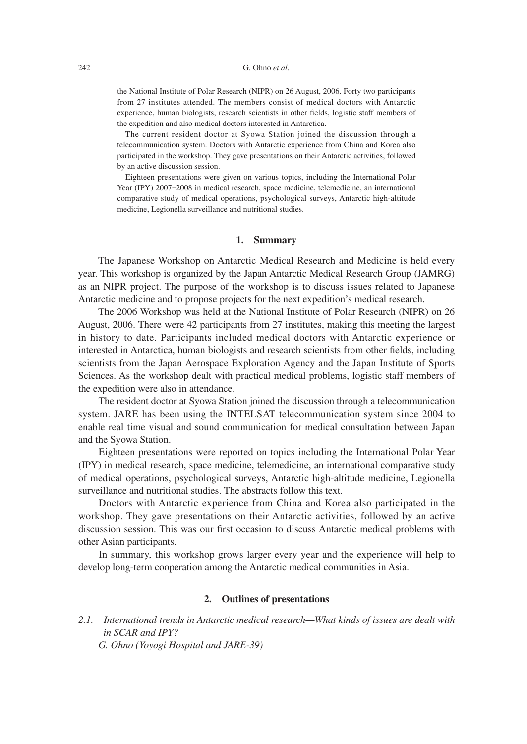the National Institute of Polar Research (NIPR) on 26 August, 2006. Forty two participants from 27 institutes attended. The members consist of medical doctors with Antarctic experience, human biologists, research scientists in other fields, logistic staff members of the expedition and also medical doctors interested in Antarctica.

The current resident doctor at Syowa Station joined the discussion through a telecommunication system. Doctors with Antarctic experience from China and Korea also participated in the workshop. They gave presentations on their Antarctic activities, followed by an active discussion session.

Eighteen presentations were given on various topics, including the International Polar Year (IPY) 2007–2008 in medical research, space medicine, telemedicine, an international comparative study of medical operations, psychological surveys, Antarctic high-altitude medicine, Legionella surveillance and nutritional studies.

## 1. Summary

The Japanese Workshop on Antarctic Medical Research and Medicine is held every year. This workshop is organized by the Japan Antarctic Medical Research Group (JAMRG) as an NIPR project. The purpose of the workshop is to discuss issues related to Japanese Antarctic medicine and to propose projects for the next expedition's medical research.

The 2006 Workshop was held at the National Institute of Polar Research (NIPR) on 26 August, 2006. There were 42 participants from 27 institutes, making this meeting the largest in history to date. Participants included medical doctors with Antarctic experience or interested in Antarctica, human biologists and research scientists from other fields, including scientists from the Japan Aerospace Exploration Agency and the Japan Institute of Sports Sciences. As the workshop dealt with practical medical problems, logistic staff members of the expedition were also in attendance.

The resident doctor at Syowa Station joined the discussion through a telecommunication system. JARE has been using the INTELSAT telecommunication system since 2004 to enable real time visual and sound communication for medical consultation between Japan and the Syowa Station.

Eighteen presentations were reported on topics including the International Polar Year (IPY) in medical research, space medicine, telemedicine, an international comparative study of medical operations, psychological surveys, Antarctic high-altitude medicine, Legionella surveillance and nutritional studies. The abstracts follow this text.

Doctors with Antarctic experience from China and Korea also participated in the workshop. They gave presentations on their Antarctic activities, followed by an active discussion session. This was our first occasion to discuss Antarctic medical problems with other Asian participants.

In summary, this workshop grows larger every year and the experience will help to develop long-term cooperation among the Antarctic medical communities in Asia.

## 2. Outlines of presentations

### 2.1. *International trends in Antarctic medical research—What kinds of issues are dealt with in SCAR and IPY?*

*G. Ohno (Yoyogi Hospital and JARE-39)*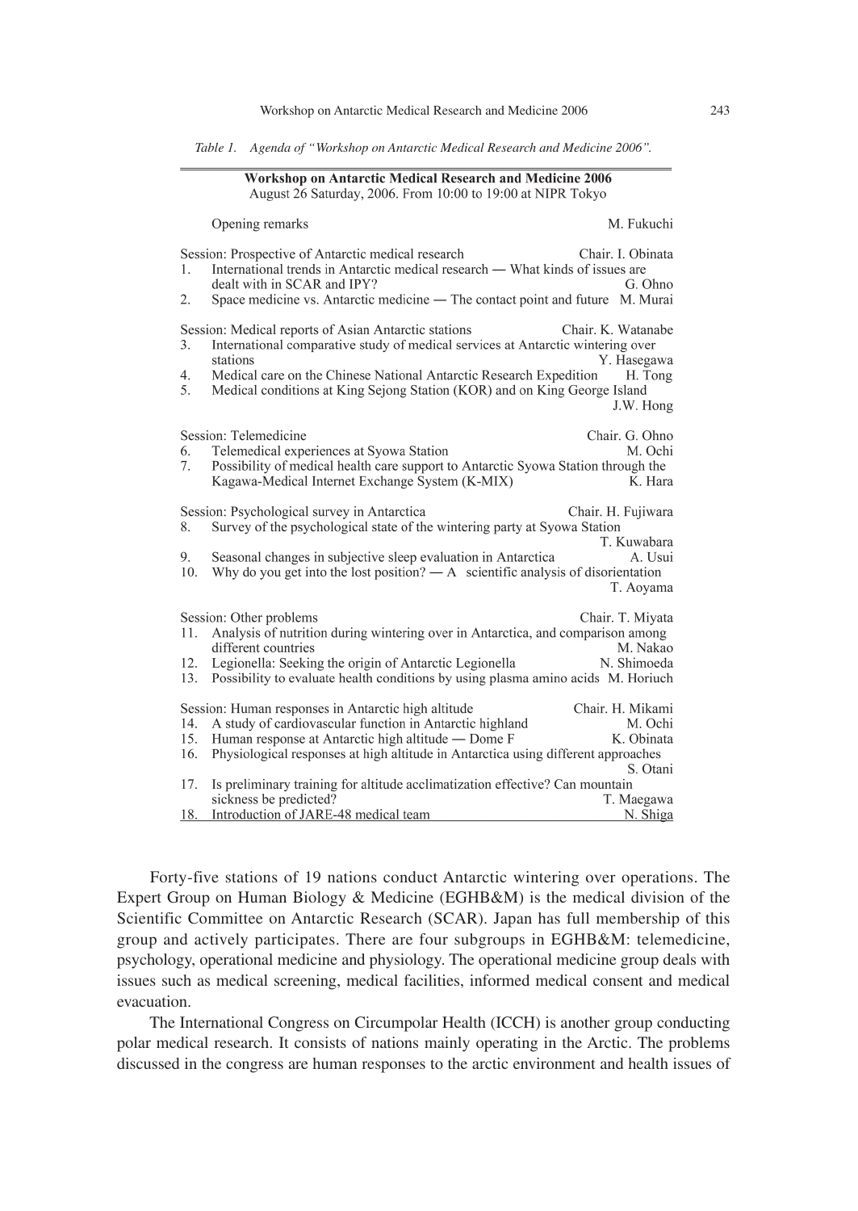*Table 1. Agenda of "Workshop on Antarctic Medical Research and Medicine 2006".*

**Workshop on Antarctic Medical Research and Medicine 2006**
August 26 Saturday, 2006. From 10:00 to 19:00 at NIPR Tokyo

| | | |
|---|---|---|
| | Opening remarks | M. Fukuchi |
| | **Session: Prospective of Antarctic medical research** | Chair. I. Obinata |
| 1. | International trends in Antarctic medical research — What kinds of issues are dealt with in SCAR and IPY? | G. Ohno |
| 2. | Space medicine vs. Antarctic medicine — The contact point and future | M. Murai |
| | **Session: Medical reports of Asian Antarctic stations** | Chair. K. Watanabe |
| 3. | International comparative study of medical services at Antarctic wintering over stations | Y. Hasegawa |
| 4. | Medical care on the Chinese National Antarctic Research Expedition | H. Tong |
| 5. | Medical conditions at King Sejong Station (KOR) and on King George Island | J.W. Hong |
| | **Session: Telemedicine** | Chair. G. Ohno |
| 6. | Telemedical experiences at Syowa Station | M. Ochi |
| 7. | Possibility of medical health care support to Antarctic Syowa Station through the Kagawa-Medical Internet Exchange System (K-MIX) | K. Hara |
| | **Session: Psychological survey in Antarctica** | Chair. H. Fujiwara |
| 8. | Survey of the psychological state of the wintering party at Syowa Station | T. Kuwabara |
| 9. | Seasonal changes in subjective sleep evaluation in Antarctica | A. Usui |
| 10. | Why do you get into the lost position? — A scientific analysis of disorientation | T. Aoyama |
| | **Session: Other problems** | Chair. T. Miyata |
| 11. | Analysis of nutrition during wintering over in Antarctica, and comparison among different countries | M. Nakao |
| 12. | Legionella: Seeking the origin of Antarctic Legionella | N. Shimoeda |
| 13. | Possibility to evaluate health conditions by using plasma amino acids | M. Horiuch |
| | **Session: Human responses in Antarctic high altitude** | Chair. H. Mikami |
| 14. | A study of cardiovascular function in Antarctic highland | M. Ochi |
| 15. | Human response at Antarctic high altitude — Dome F | K. Obinata |
| 16. | Physiological responses at high altitude in Antarctica using different approaches | S. Otani |
| 17. | Is preliminary training for altitude acclimatization effective? Can mountain sickness be predicted? | T. Maegawa |
| 18. | Introduction of JARE-48 medical team | N. Shiga |

Forty-five stations of 19 nations conduct Antarctic wintering over operations. The Expert Group on Human Biology & Medicine (EGHB&M) is the medical division of the Scientific Committee on Antarctic Research (SCAR). Japan has full membership of this group and actively participates. There are four subgroups in EGHB&M: telemedicine, psychology, operational medicine and physiology. The operational medicine group deals with issues such as medical screening, medical facilities, informed medical consent and medical evacuation.

The International Congress on Circumpolar Health (ICCH) is another group conducting polar medical research. It consists of nations mainly operating in the Arctic. The problems discussed in the congress are human responses to the arctic environment and health issues of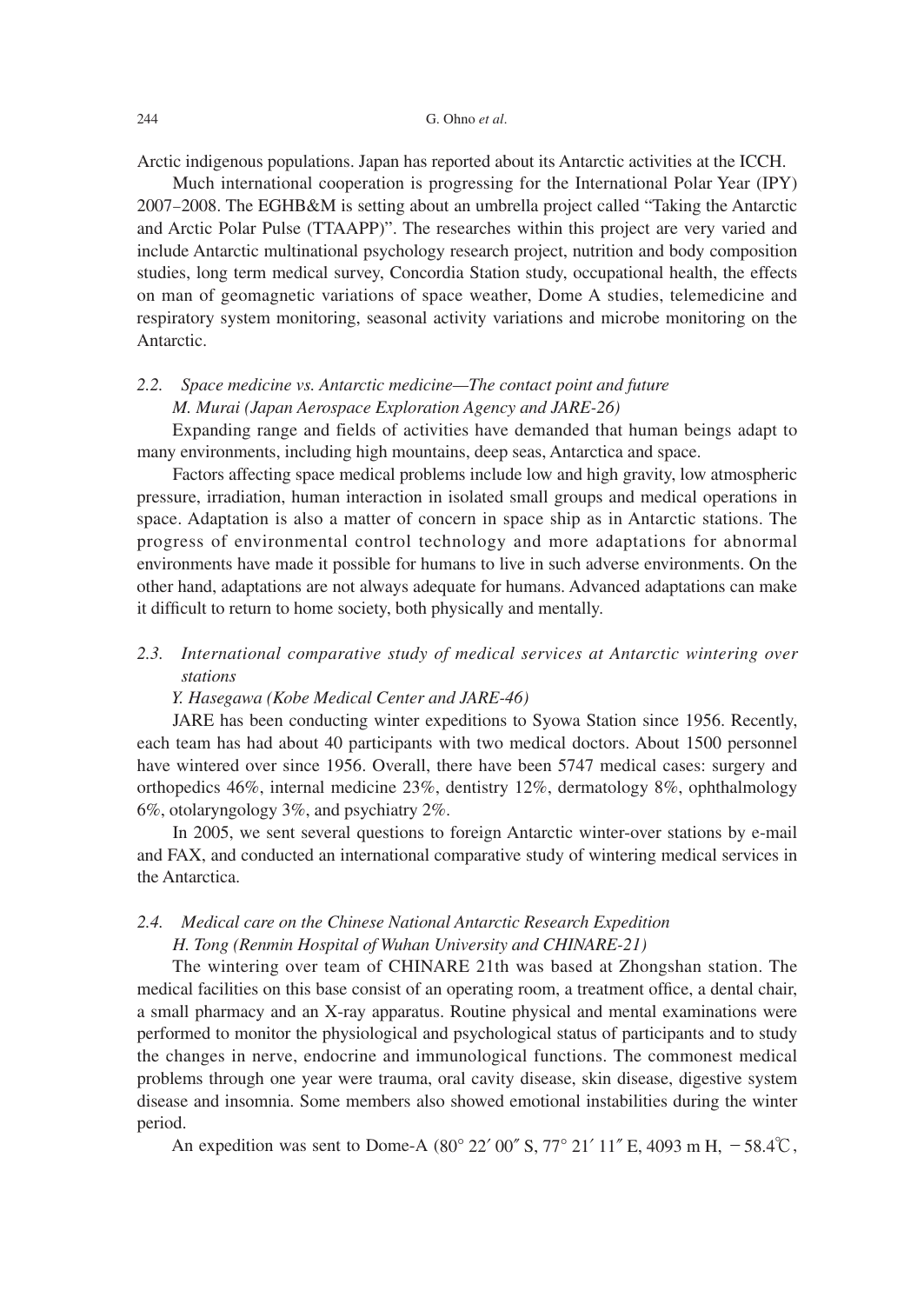Arctic indigenous populations. Japan has reported about its Antarctic activities at the ICCH.

Much international cooperation is progressing for the International Polar Year (IPY) 2007–2008. The EGHB&M is setting about an umbrella project called "Taking the Antarctic and Arctic Polar Pulse (TTAAPP)". The researches within this project are very varied and include Antarctic multinational psychology research project, nutrition and body composition studies, long term medical survey, Concordia Station study, occupational health, the effects on man of geomagnetic variations of space weather, Dome A studies, telemedicine and respiratory system monitoring, seasonal activity variations and microbe monitoring on the Antarctic.

### 2.2. *Space medicine vs. Antarctic medicine—The contact point and future*

*M. Murai (Japan Aerospace Exploration Agency and JARE-26)*

Expanding range and fields of activities have demanded that human beings adapt to many environments, including high mountains, deep seas, Antarctica and space.

Factors affecting space medical problems include low and high gravity, low atmospheric pressure, irradiation, human interaction in isolated small groups and medical operations in space. Adaptation is also a matter of concern in space ship as in Antarctic stations. The progress of environmental control technology and more adaptations for abnormal environments have made it possible for humans to live in such adverse environments. On the other hand, adaptations are not always adequate for humans. Advanced adaptations can make it difficult to return to home society, both physically and mentally.

### 2.3. *International comparative study of medical services at Antarctic wintering over stations*

*Y. Hasegawa (Kobe Medical Center and JARE-46)*

JARE has been conducting winter expeditions to Syowa Station since 1956. Recently, each team has had about 40 participants with two medical doctors. About 1500 personnel have wintered over since 1956. Overall, there have been 5747 medical cases: surgery and orthopedics 46%, internal medicine 23%, dentistry 12%, dermatology 8%, ophthalmology 6%, otolaryngology 3%, and psychiatry 2%.

In 2005, we sent several questions to foreign Antarctic winter-over stations by e-mail and FAX, and conducted an international comparative study of wintering medical services in the Antarctica.

### 2.4. *Medical care on the Chinese National Antarctic Research Expedition*

*H. Tong (Renmin Hospital of Wuhan University and CHINARE-21)*

The wintering over team of CHINARE 21th was based at Zhongshan station. The medical facilities on this base consist of an operating room, a treatment office, a dental chair, a small pharmacy and an X-ray apparatus. Routine physical and mental examinations were performed to monitor the physiological and psychological status of participants and to study the changes in nerve, endocrine and immunological functions. The commonest medical problems through one year were trauma, oral cavity disease, skin disease, digestive system disease and insomnia. Some members also showed emotional instabilities during the winter period.

An expedition was sent to Dome-A (80° 22′ 00″ S, 77° 21′ 11″ E, 4093 m H, −58.4℃,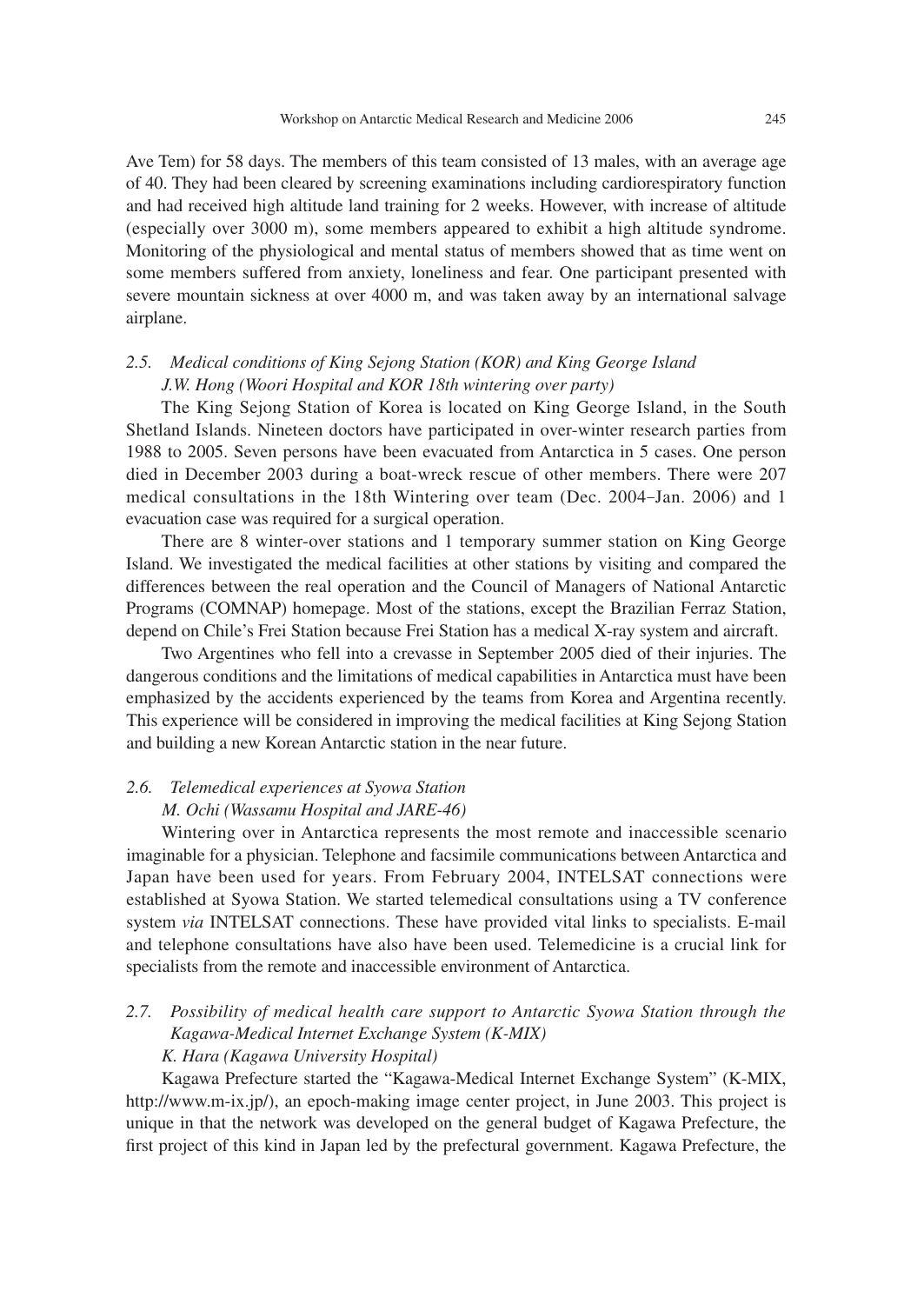Ave Tem) for 58 days. The members of this team consisted of 13 males, with an average age of 40. They had been cleared by screening examinations including cardiorespiratory function and had received high altitude land training for 2 weeks. However, with increase of altitude (especially over 3000 m), some members appeared to exhibit a high altitude syndrome. Monitoring of the physiological and mental status of members showed that as time went on some members suffered from anxiety, loneliness and fear. One participant presented with severe mountain sickness at over 4000 m, and was taken away by an international salvage airplane.

### *2.5. Medical conditions of King Sejong Station (KOR) and King George Island*

*J.W. Hong (Woori Hospital and KOR 18th wintering over party)*

The King Sejong Station of Korea is located on King George Island, in the South Shetland Islands. Nineteen doctors have participated in over-winter research parties from 1988 to 2005. Seven persons have been evacuated from Antarctica in 5 cases. One person died in December 2003 during a boat-wreck rescue of other members. There were 207 medical consultations in the 18th Wintering over team (Dec. 2004–Jan. 2006) and 1 evacuation case was required for a surgical operation.

There are 8 winter-over stations and 1 temporary summer station on King George Island. We investigated the medical facilities at other stations by visiting and compared the differences between the real operation and the Council of Managers of National Antarctic Programs (COMNAP) homepage. Most of the stations, except the Brazilian Ferraz Station, depend on Chile's Frei Station because Frei Station has a medical X-ray system and aircraft.

Two Argentines who fell into a crevasse in September 2005 died of their injuries. The dangerous conditions and the limitations of medical capabilities in Antarctica must have been emphasized by the accidents experienced by the teams from Korea and Argentina recently. This experience will be considered in improving the medical facilities at King Sejong Station and building a new Korean Antarctic station in the near future.

### *2.6. Telemedical experiences at Syowa Station*

*M. Ochi (Wassamu Hospital and JARE-46)*

Wintering over in Antarctica represents the most remote and inaccessible scenario imaginable for a physician. Telephone and facsimile communications between Antarctica and Japan have been used for years. From February 2004, INTELSAT connections were established at Syowa Station. We started telemedical consultations using a TV conference system *via* INTELSAT connections. These have provided vital links to specialists. E-mail and telephone consultations have also have been used. Telemedicine is a crucial link for specialists from the remote and inaccessible environment of Antarctica.

### *2.7. Possibility of medical health care support to Antarctic Syowa Station through the Kagawa-Medical Internet Exchange System (K-MIX)*

*K. Hara (Kagawa University Hospital)*

Kagawa Prefecture started the "Kagawa-Medical Internet Exchange System" (K-MIX, http://www.m-ix.jp/), an epoch-making image center project, in June 2003. This project is unique in that the network was developed on the general budget of Kagawa Prefecture, the first project of this kind in Japan led by the prefectural government. Kagawa Prefecture, the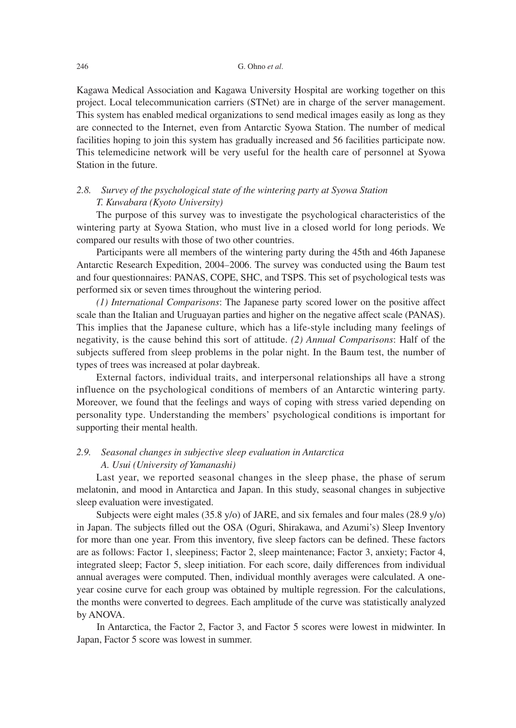Kagawa Medical Association and Kagawa University Hospital are working together on this project. Local telecommunication carriers (STNet) are in charge of the server management. This system has enabled medical organizations to send medical images easily as long as they are connected to the Internet, even from Antarctic Syowa Station. The number of medical facilities hoping to join this system has gradually increased and 56 facilities participate now. This telemedicine network will be very useful for the health care of personnel at Syowa Station in the future.

### 2.8. *Survey of the psychological state of the wintering party at Syowa Station*
*T. Kuwabara (Kyoto University)*

The purpose of this survey was to investigate the psychological characteristics of the wintering party at Syowa Station, who must live in a closed world for long periods. We compared our results with those of two other countries.

Participants were all members of the wintering party during the 45th and 46th Japanese Antarctic Research Expedition, 2004–2006. The survey was conducted using the Baum test and four questionnaires: PANAS, COPE, SHC, and TSPS. This set of psychological tests was performed six or seven times throughout the wintering period.

*(1) International Comparisons*: The Japanese party scored lower on the positive affect scale than the Italian and Uruguayan parties and higher on the negative affect scale (PANAS). This implies that the Japanese culture, which has a life-style including many feelings of negativity, is the cause behind this sort of attitude. *(2) Annual Comparisons*: Half of the subjects suffered from sleep problems in the polar night. In the Baum test, the number of types of trees was increased at polar daybreak.

External factors, individual traits, and interpersonal relationships all have a strong influence on the psychological conditions of members of an Antarctic wintering party. Moreover, we found that the feelings and ways of coping with stress varied depending on personality type. Understanding the members' psychological conditions is important for supporting their mental health.

### 2.9. *Seasonal changes in subjective sleep evaluation in Antarctica*
*A. Usui (University of Yamanashi)*

Last year, we reported seasonal changes in the sleep phase, the phase of serum melatonin, and mood in Antarctica and Japan. In this study, seasonal changes in subjective sleep evaluation were investigated.

Subjects were eight males (35.8 y/o) of JARE, and six females and four males (28.9 y/o) in Japan. The subjects filled out the OSA (Oguri, Shirakawa, and Azumi's) Sleep Inventory for more than one year. From this inventory, five sleep factors can be defined. These factors are as follows: Factor 1, sleepiness; Factor 2, sleep maintenance; Factor 3, anxiety; Factor 4, integrated sleep; Factor 5, sleep initiation. For each score, daily differences from individual annual averages were computed. Then, individual monthly averages were calculated. A one-year cosine curve for each group was obtained by multiple regression. For the calculations, the months were converted to degrees. Each amplitude of the curve was statistically analyzed by ANOVA.

In Antarctica, the Factor 2, Factor 3, and Factor 5 scores were lowest in midwinter. In Japan, Factor 5 score was lowest in summer.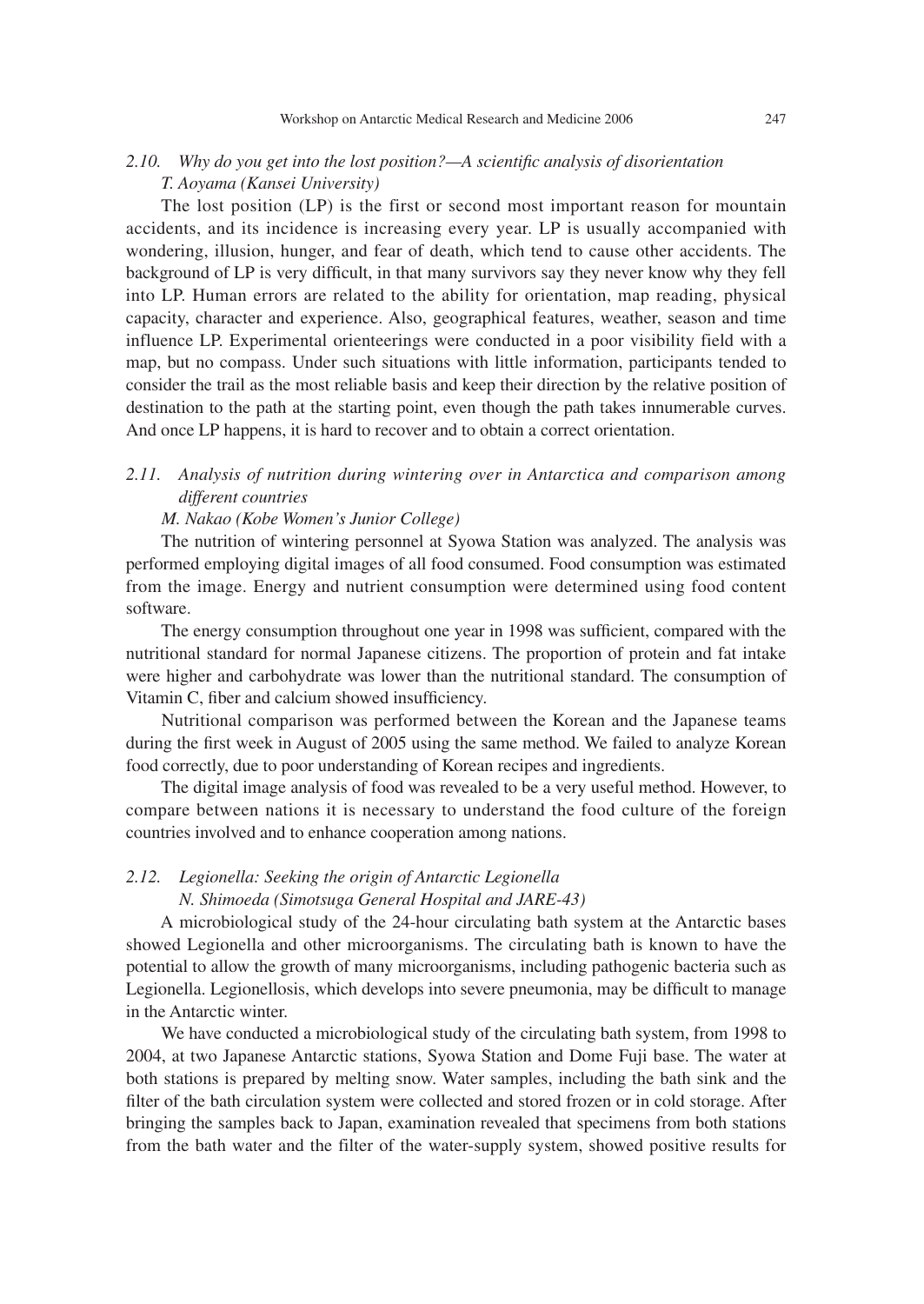### 2.10. *Why do you get into the lost position?—A scientific analysis of disorientation*

*T. Aoyama (Kansei University)*

The lost position (LP) is the first or second most important reason for mountain accidents, and its incidence is increasing every year. LP is usually accompanied with wondering, illusion, hunger, and fear of death, which tend to cause other accidents. The background of LP is very difficult, in that many survivors say they never know why they fell into LP. Human errors are related to the ability for orientation, map reading, physical capacity, character and experience. Also, geographical features, weather, season and time influence LP. Experimental orienteerings were conducted in a poor visibility field with a map, but no compass. Under such situations with little information, participants tended to consider the trail as the most reliable basis and keep their direction by the relative position of destination to the path at the starting point, even though the path takes innumerable curves. And once LP happens, it is hard to recover and to obtain a correct orientation.

### 2.11. *Analysis of nutrition during wintering over in Antarctica and comparison among different countries*

*M. Nakao (Kobe Women's Junior College)*

The nutrition of wintering personnel at Syowa Station was analyzed. The analysis was performed employing digital images of all food consumed. Food consumption was estimated from the image. Energy and nutrient consumption were determined using food content software.

The energy consumption throughout one year in 1998 was sufficient, compared with the nutritional standard for normal Japanese citizens. The proportion of protein and fat intake were higher and carbohydrate was lower than the nutritional standard. The consumption of Vitamin C, fiber and calcium showed insufficiency.

Nutritional comparison was performed between the Korean and the Japanese teams during the first week in August of 2005 using the same method. We failed to analyze Korean food correctly, due to poor understanding of Korean recipes and ingredients.

The digital image analysis of food was revealed to be a very useful method. However, to compare between nations it is necessary to understand the food culture of the foreign countries involved and to enhance cooperation among nations.

### 2.12. *Legionella: Seeking the origin of Antarctic Legionella*

*N. Shimoeda (Simotsuga General Hospital and JARE-43)*

A microbiological study of the 24-hour circulating bath system at the Antarctic bases showed Legionella and other microorganisms. The circulating bath is known to have the potential to allow the growth of many microorganisms, including pathogenic bacteria such as Legionella. Legionellosis, which develops into severe pneumonia, may be difficult to manage in the Antarctic winter.

We have conducted a microbiological study of the circulating bath system, from 1998 to 2004, at two Japanese Antarctic stations, Syowa Station and Dome Fuji base. The water at both stations is prepared by melting snow. Water samples, including the bath sink and the filter of the bath circulation system were collected and stored frozen or in cold storage. After bringing the samples back to Japan, examination revealed that specimens from both stations from the bath water and the filter of the water-supply system, showed positive results for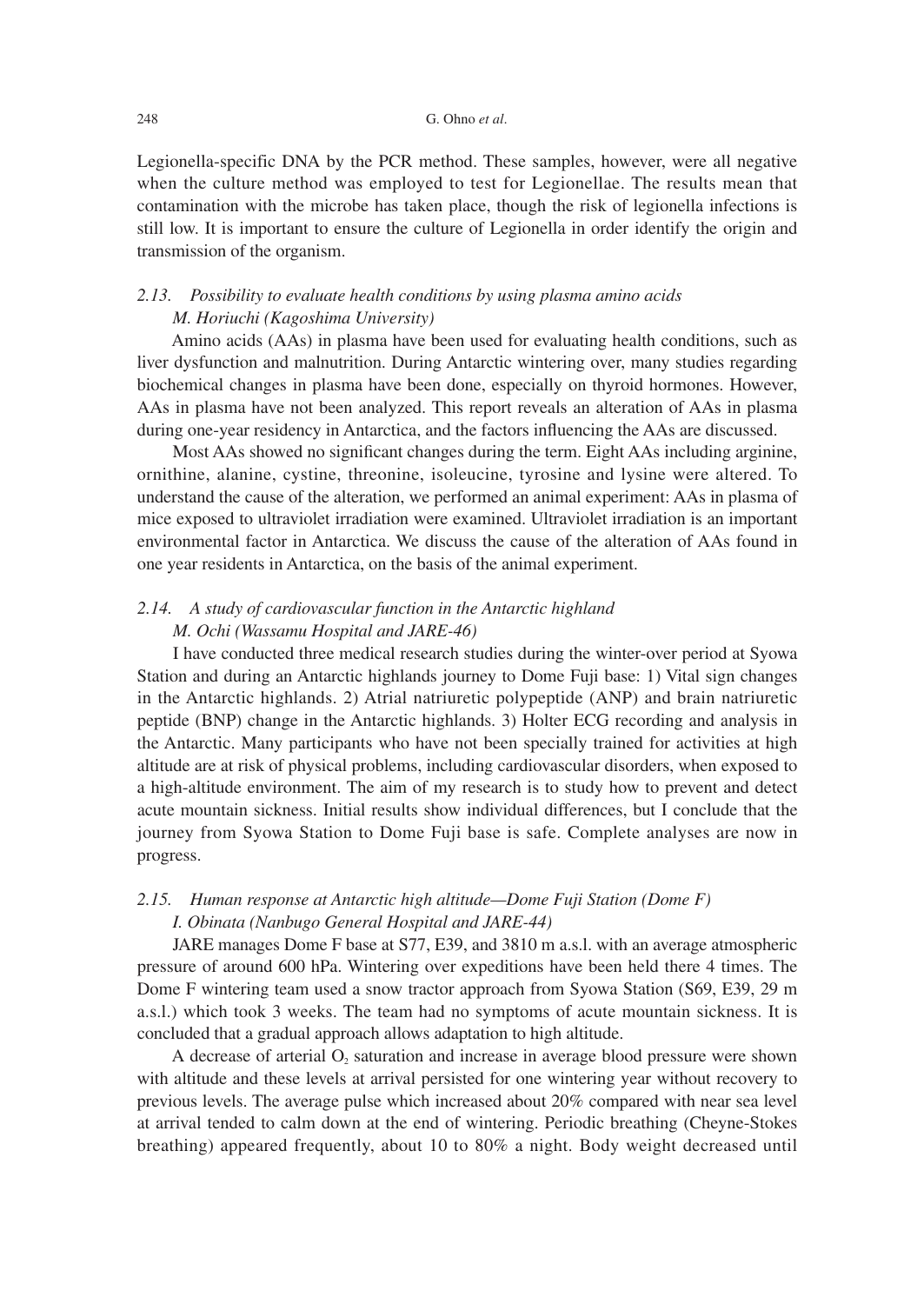Legionella-specific DNA by the PCR method. These samples, however, were all negative when the culture method was employed to test for Legionellae. The results mean that contamination with the microbe has taken place, though the risk of legionella infections is still low. It is important to ensure the culture of Legionella in order identify the origin and transmission of the organism.

### 2.13. *Possibility to evaluate health conditions by using plasma amino acids*

*M. Horiuchi (Kagoshima University)*

Amino acids (AAs) in plasma have been used for evaluating health conditions, such as liver dysfunction and malnutrition. During Antarctic wintering over, many studies regarding biochemical changes in plasma have been done, especially on thyroid hormones. However, AAs in plasma have not been analyzed. This report reveals an alteration of AAs in plasma during one-year residency in Antarctica, and the factors influencing the AAs are discussed.

Most AAs showed no significant changes during the term. Eight AAs including arginine, ornithine, alanine, cystine, threonine, isoleucine, tyrosine and lysine were altered. To understand the cause of the alteration, we performed an animal experiment: AAs in plasma of mice exposed to ultraviolet irradiation were examined. Ultraviolet irradiation is an important environmental factor in Antarctica. We discuss the cause of the alteration of AAs found in one year residents in Antarctica, on the basis of the animal experiment.

### 2.14. *A study of cardiovascular function in the Antarctic highland*

*M. Ochi (Wassamu Hospital and JARE-46)*

I have conducted three medical research studies during the winter-over period at Syowa Station and during an Antarctic highlands journey to Dome Fuji base: 1) Vital sign changes in the Antarctic highlands. 2) Atrial natriuretic polypeptide (ANP) and brain natriuretic peptide (BNP) change in the Antarctic highlands. 3) Holter ECG recording and analysis in the Antarctic. Many participants who have not been specially trained for activities at high altitude are at risk of physical problems, including cardiovascular disorders, when exposed to a high-altitude environment. The aim of my research is to study how to prevent and detect acute mountain sickness. Initial results show individual differences, but I conclude that the journey from Syowa Station to Dome Fuji base is safe. Complete analyses are now in progress.

### 2.15. *Human response at Antarctic high altitude—Dome Fuji Station (Dome F)*

*I. Obinata (Nanbugo General Hospital and JARE-44)*

JARE manages Dome F base at S77, E39, and 3810 m a.s.l. with an average atmospheric pressure of around 600 hPa. Wintering over expeditions have been held there 4 times. The Dome F wintering team used a snow tractor approach from Syowa Station (S69, E39, 29 m a.s.l.) which took 3 weeks. The team had no symptoms of acute mountain sickness. It is concluded that a gradual approach allows adaptation to high altitude.

A decrease of arterial $O_2$ saturation and increase in average blood pressure were shown with altitude and these levels at arrival persisted for one wintering year without recovery to previous levels. The average pulse which increased about 20% compared with near sea level at arrival tended to calm down at the end of wintering. Periodic breathing (Cheyne-Stokes breathing) appeared frequently, about 10 to 80% a night. Body weight decreased until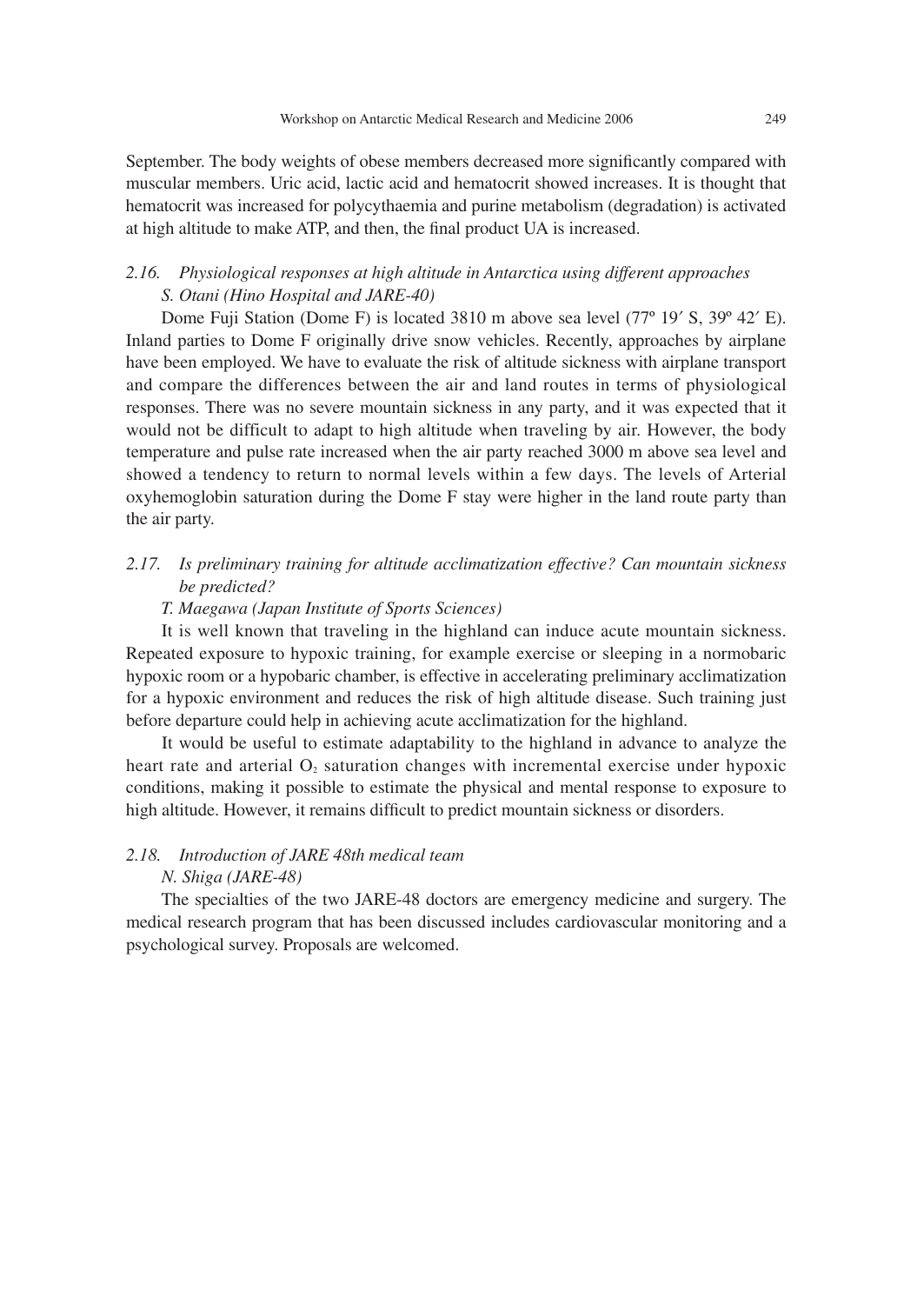September. The body weights of obese members decreased more significantly compared with muscular members. Uric acid, lactic acid and hematocrit showed increases. It is thought that hematocrit was increased for polycythaemia and purine metabolism (degradation) is activated at high altitude to make ATP, and then, the final product UA is increased.

### *2.16. Physiological responses at high altitude in Antarctica using different approaches*
*S. Otani (Hino Hospital and JARE-40)*

Dome Fuji Station (Dome F) is located 3810 m above sea level (77º 19′ S, 39º 42′ E). Inland parties to Dome F originally drive snow vehicles. Recently, approaches by airplane have been employed. We have to evaluate the risk of altitude sickness with airplane transport and compare the differences between the air and land routes in terms of physiological responses. There was no severe mountain sickness in any party, and it was expected that it would not be difficult to adapt to high altitude when traveling by air. However, the body temperature and pulse rate increased when the air party reached 3000 m above sea level and showed a tendency to return to normal levels within a few days. The levels of Arterial oxyhemoglobin saturation during the Dome F stay were higher in the land route party than the air party.

### *2.17. Is preliminary training for altitude acclimatization effective? Can mountain sickness be predicted?*
*T. Maegawa (Japan Institute of Sports Sciences)*

It is well known that traveling in the highland can induce acute mountain sickness. Repeated exposure to hypoxic training, for example exercise or sleeping in a normobaric hypoxic room or a hypobaric chamber, is effective in accelerating preliminary acclimatization for a hypoxic environment and reduces the risk of high altitude disease. Such training just before departure could help in achieving acute acclimatization for the highland.

It would be useful to estimate adaptability to the highland in advance to analyze the heart rate and arterial $O_2$ saturation changes with incremental exercise under hypoxic conditions, making it possible to estimate the physical and mental response to exposure to high altitude. However, it remains difficult to predict mountain sickness or disorders.

### *2.18. Introduction of JARE 48th medical team*
*N. Shiga (JARE-48)*

The specialties of the two JARE-48 doctors are emergency medicine and surgery. The medical research program that has been discussed includes cardiovascular monitoring and a psychological survey. Proposals are welcomed.